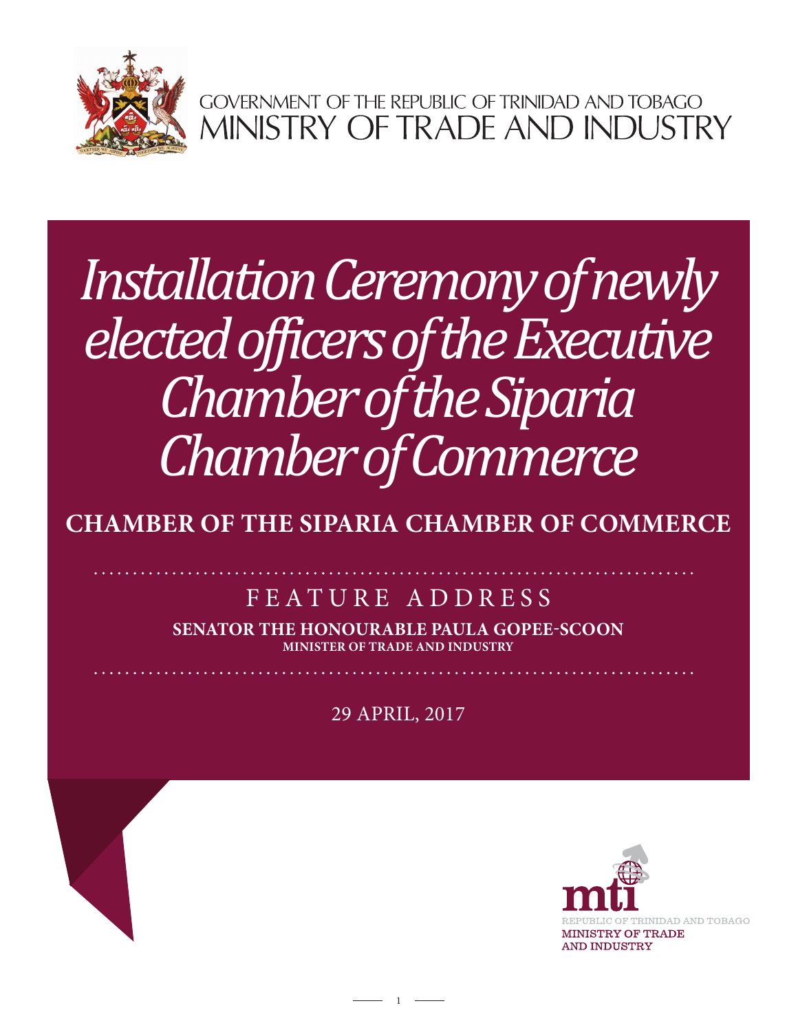GOVERNMENT OF THE REPUBLIC OF TRINIDAD AND TOBAGO
MINISTRY OF TRADE AND INDUSTRY

# *Installation Ceremony of newly elected officers of the Executive Chamber of the Siparia Chamber of Commerce*

## CHAMBER OF THE SIPARIA CHAMBER OF COMMERCE

FEATURE ADDRESS

**SENATOR THE HONOURABLE PAULA GOPEE-SCOON**
**MINISTER OF TRADE AND INDUSTRY**

29 APRIL, 2017

mti
REPUBLIC OF TRINIDAD AND TOBAGO
MINISTRY OF TRADE AND INDUSTRY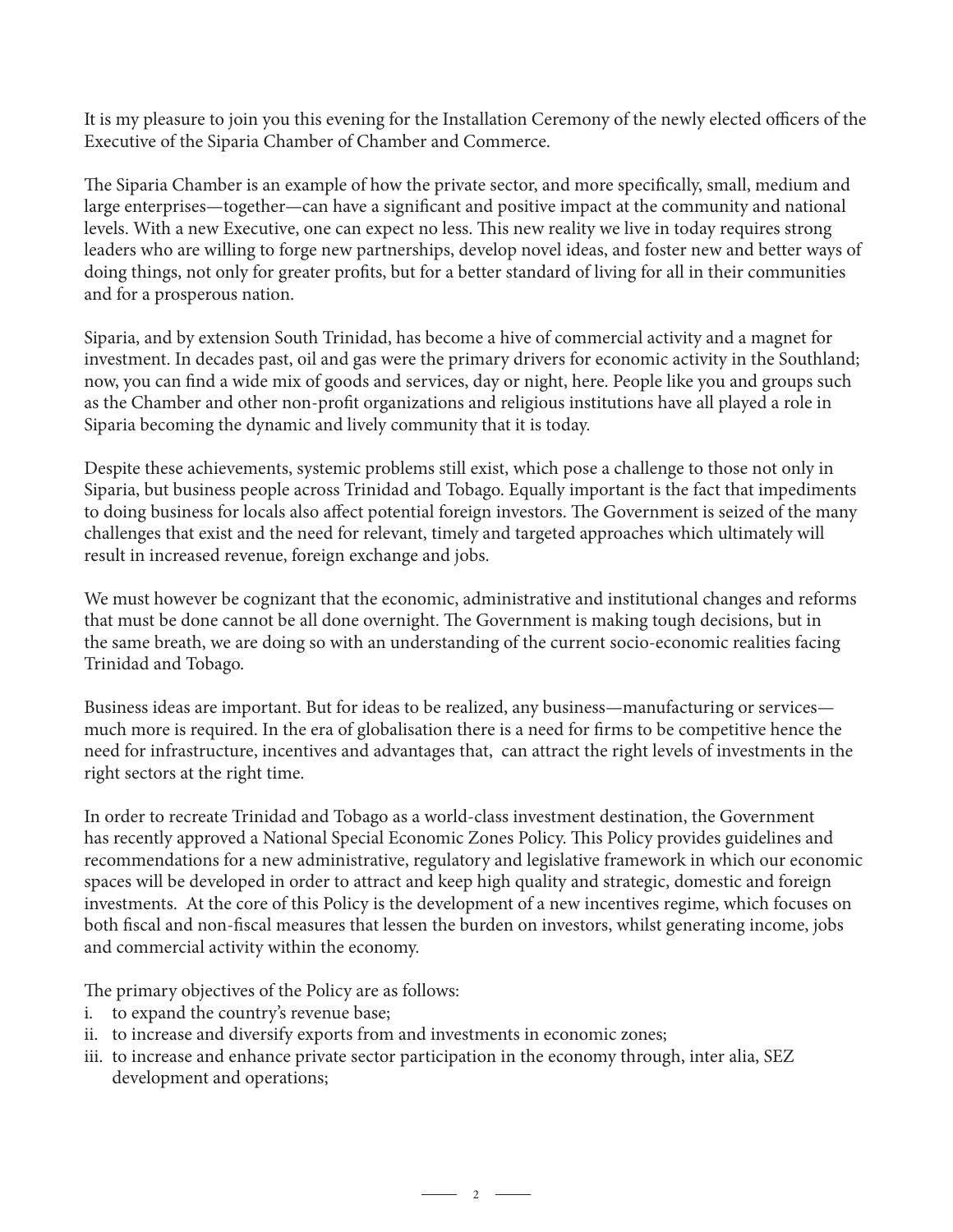It is my pleasure to join you this evening for the Installation Ceremony of the newly elected officers of the Executive of the Siparia Chamber of Chamber and Commerce.

The Siparia Chamber is an example of how the private sector, and more specifically, small, medium and large enterprises—together—can have a significant and positive impact at the community and national levels. With a new Executive, one can expect no less. This new reality we live in today requires strong leaders who are willing to forge new partnerships, develop novel ideas, and foster new and better ways of doing things, not only for greater profits, but for a better standard of living for all in their communities and for a prosperous nation.

Siparia, and by extension South Trinidad, has become a hive of commercial activity and a magnet for investment. In decades past, oil and gas were the primary drivers for economic activity in the Southland; now, you can find a wide mix of goods and services, day or night, here. People like you and groups such as the Chamber and other non-profit organizations and religious institutions have all played a role in Siparia becoming the dynamic and lively community that it is today.

Despite these achievements, systemic problems still exist, which pose a challenge to those not only in Siparia, but business people across Trinidad and Tobago. Equally important is the fact that impediments to doing business for locals also affect potential foreign investors. The Government is seized of the many challenges that exist and the need for relevant, timely and targeted approaches which ultimately will result in increased revenue, foreign exchange and jobs.

We must however be cognizant that the economic, administrative and institutional changes and reforms that must be done cannot be all done overnight. The Government is making tough decisions, but in the same breath, we are doing so with an understanding of the current socio-economic realities facing Trinidad and Tobago.

Business ideas are important. But for ideas to be realized, any business—manufacturing or services—much more is required. In the era of globalisation there is a need for firms to be competitive hence the need for infrastructure, incentives and advantages that,  can attract the right levels of investments in the right sectors at the right time.

In order to recreate Trinidad and Tobago as a world-class investment destination, the Government has recently approved a National Special Economic Zones Policy. This Policy provides guidelines and recommendations for a new administrative, regulatory and legislative framework in which our economic spaces will be developed in order to attract and keep high quality and strategic, domestic and foreign investments.  At the core of this Policy is the development of a new incentives regime, which focuses on both fiscal and non-fiscal measures that lessen the burden on investors, whilst generating income, jobs and commercial activity within the economy.

The primary objectives of the Policy are as follows:

i. to expand the country's revenue base;
ii. to increase and diversify exports from and investments in economic zones;
iii. to increase and enhance private sector participation in the economy through, inter alia, SEZ development and operations;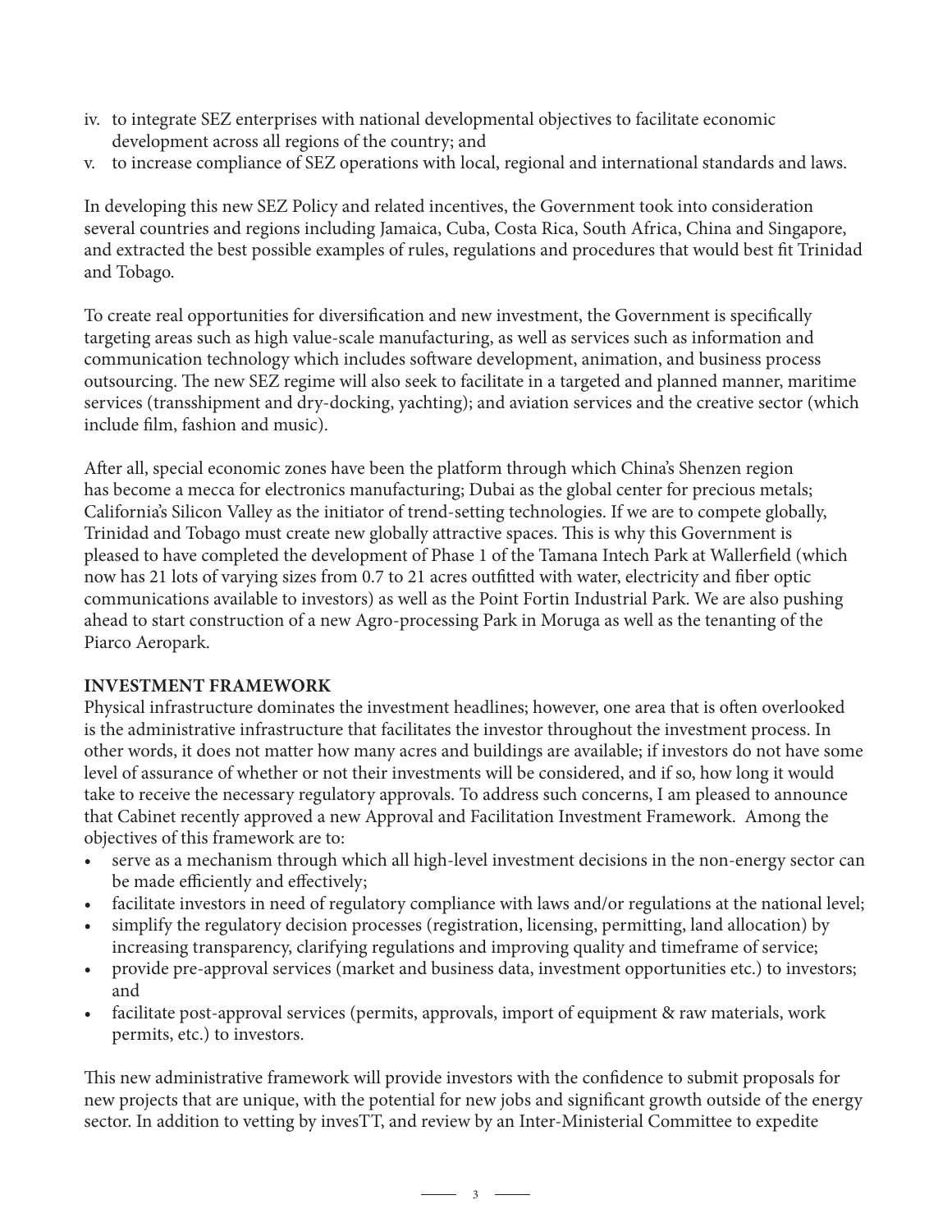iv. to integrate SEZ enterprises with national developmental objectives to facilitate economic development across all regions of the country; and
v. to increase compliance of SEZ operations with local, regional and international standards and laws.

In developing this new SEZ Policy and related incentives, the Government took into consideration several countries and regions including Jamaica, Cuba, Costa Rica, South Africa, China and Singapore, and extracted the best possible examples of rules, regulations and procedures that would best fit Trinidad and Tobago.

To create real opportunities for diversification and new investment, the Government is specifically targeting areas such as high value-scale manufacturing, as well as services such as information and communication technology which includes software development, animation, and business process outsourcing. The new SEZ regime will also seek to facilitate in a targeted and planned manner, maritime services (transshipment and dry-docking, yachting); and aviation services and the creative sector (which include film, fashion and music).

After all, special economic zones have been the platform through which China's Shenzen region has become a mecca for electronics manufacturing; Dubai as the global center for precious metals; California's Silicon Valley as the initiator of trend-setting technologies. If we are to compete globally, Trinidad and Tobago must create new globally attractive spaces. This is why this Government is pleased to have completed the development of Phase 1 of the Tamana Intech Park at Wallerfield (which now has 21 lots of varying sizes from 0.7 to 21 acres outfitted with water, electricity and fiber optic communications available to investors) as well as the Point Fortin Industrial Park. We are also pushing ahead to start construction of a new Agro-processing Park in Moruga as well as the tenanting of the Piarco Aeropark.

**INVESTMENT FRAMEWORK**

Physical infrastructure dominates the investment headlines; however, one area that is often overlooked is the administrative infrastructure that facilitates the investor throughout the investment process. In other words, it does not matter how many acres and buildings are available; if investors do not have some level of assurance of whether or not their investments will be considered, and if so, how long it would take to receive the necessary regulatory approvals. To address such concerns, I am pleased to announce that Cabinet recently approved a new Approval and Facilitation Investment Framework. Among the objectives of this framework are to:

- serve as a mechanism through which all high-level investment decisions in the non-energy sector can be made efficiently and effectively;
- facilitate investors in need of regulatory compliance with laws and/or regulations at the national level;
- simplify the regulatory decision processes (registration, licensing, permitting, land allocation) by increasing transparency, clarifying regulations and improving quality and timeframe of service;
- provide pre-approval services (market and business data, investment opportunities etc.) to investors; and
- facilitate post-approval services (permits, approvals, import of equipment & raw materials, work permits, etc.) to investors.

This new administrative framework will provide investors with the confidence to submit proposals for new projects that are unique, with the potential for new jobs and significant growth outside of the energy sector. In addition to vetting by invesTT, and review by an Inter-Ministerial Committee to expedite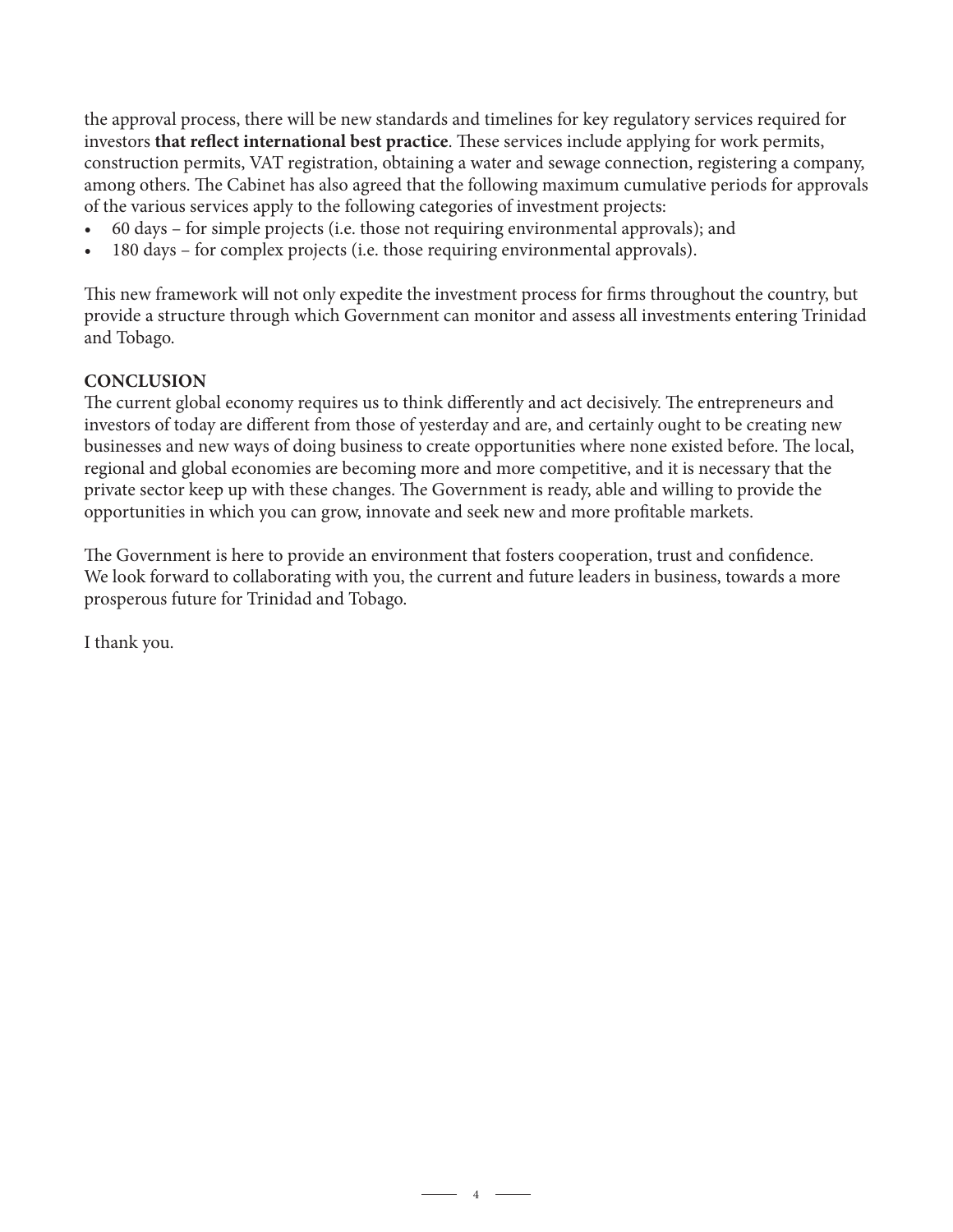the approval process, there will be new standards and timelines for key regulatory services required for investors **that reflect international best practice**. These services include applying for work permits, construction permits, VAT registration, obtaining a water and sewage connection, registering a company, among others. The Cabinet has also agreed that the following maximum cumulative periods for approvals of the various services apply to the following categories of investment projects:

- 60 days – for simple projects (i.e. those not requiring environmental approvals); and
- 180 days – for complex projects (i.e. those requiring environmental approvals).

This new framework will not only expedite the investment process for firms throughout the country, but provide a structure through which Government can monitor and assess all investments entering Trinidad and Tobago.

**CONCLUSION**

The current global economy requires us to think differently and act decisively. The entrepreneurs and investors of today are different from those of yesterday and are, and certainly ought to be creating new businesses and new ways of doing business to create opportunities where none existed before. The local, regional and global economies are becoming more and more competitive, and it is necessary that the private sector keep up with these changes. The Government is ready, able and willing to provide the opportunities in which you can grow, innovate and seek new and more profitable markets.

The Government is here to provide an environment that fosters cooperation, trust and confidence. We look forward to collaborating with you, the current and future leaders in business, towards a more prosperous future for Trinidad and Tobago.

I thank you.